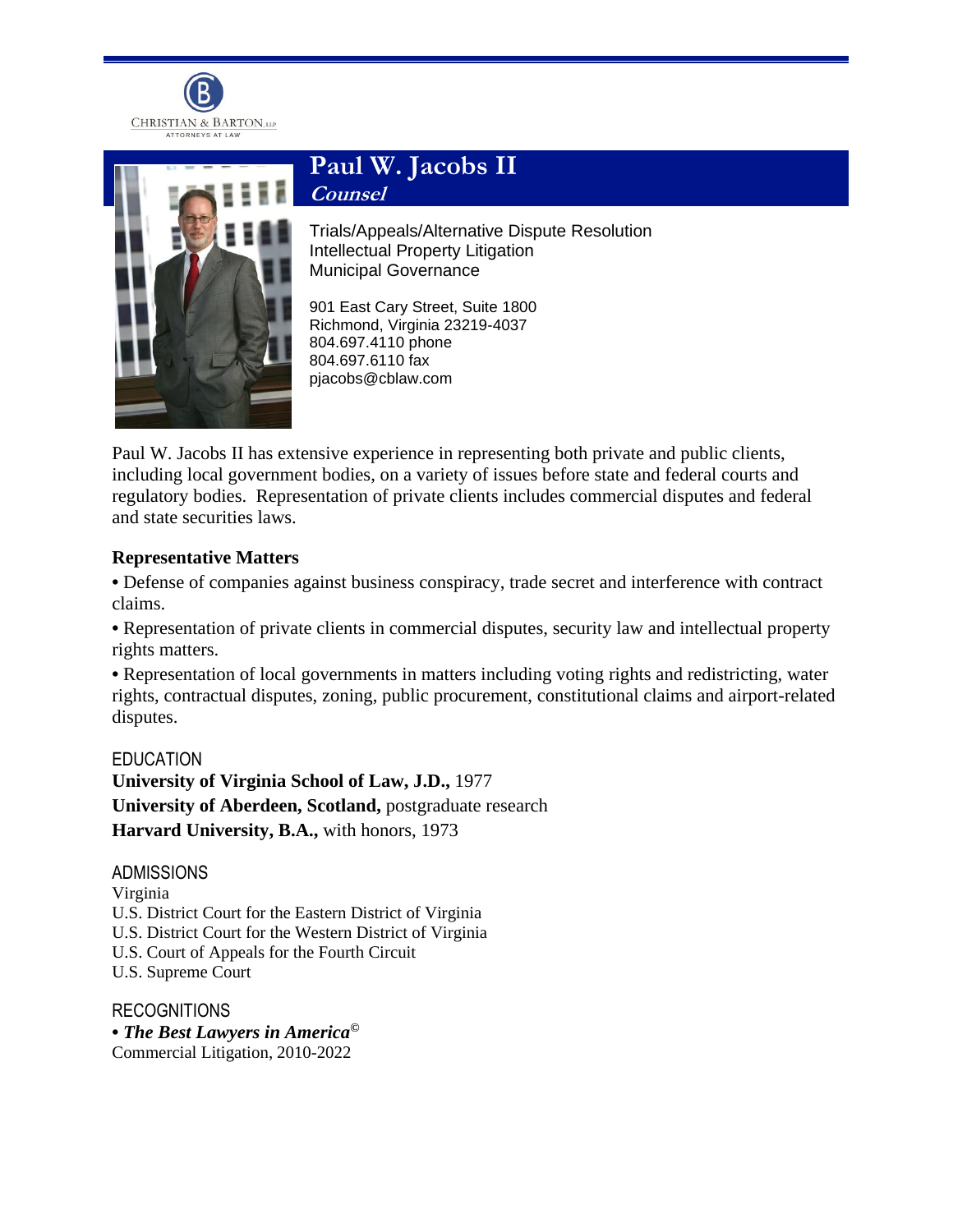CHRISTIAN & BARTON, LLP
ATTORNEYS AT LAW

# Paul W. Jacobs II

***Counsel***

Trials/Appeals/Alternative Dispute Resolution
Intellectual Property Litigation
Municipal Governance

901 East Cary Street, Suite 1800
Richmond, Virginia 23219-4037
804.697.4110 phone
804.697.6110 fax
pjacobs@cblaw.com

Paul W. Jacobs II has extensive experience in representing both private and public clients, including local government bodies, on a variety of issues before state and federal courts and regulatory bodies. Representation of private clients includes commercial disputes and federal and state securities laws.

## Representative Matters

- Defense of companies against business conspiracy, trade secret and interference with contract claims.
- Representation of private clients in commercial disputes, security law and intellectual property rights matters.
- Representation of local governments in matters including voting rights and redistricting, water rights, contractual disputes, zoning, public procurement, constitutional claims and airport-related disputes.

## EDUCATION

**University of Virginia School of Law, J.D.,** 1977
**University of Aberdeen, Scotland,** postgraduate research
**Harvard University, B.A.,** with honors, 1973

## ADMISSIONS

Virginia
U.S. District Court for the Eastern District of Virginia
U.S. District Court for the Western District of Virginia
U.S. Court of Appeals for the Fourth Circuit
U.S. Supreme Court

## RECOGNITIONS

- ***The Best Lawyers in America***©
Commercial Litigation, 2010-2022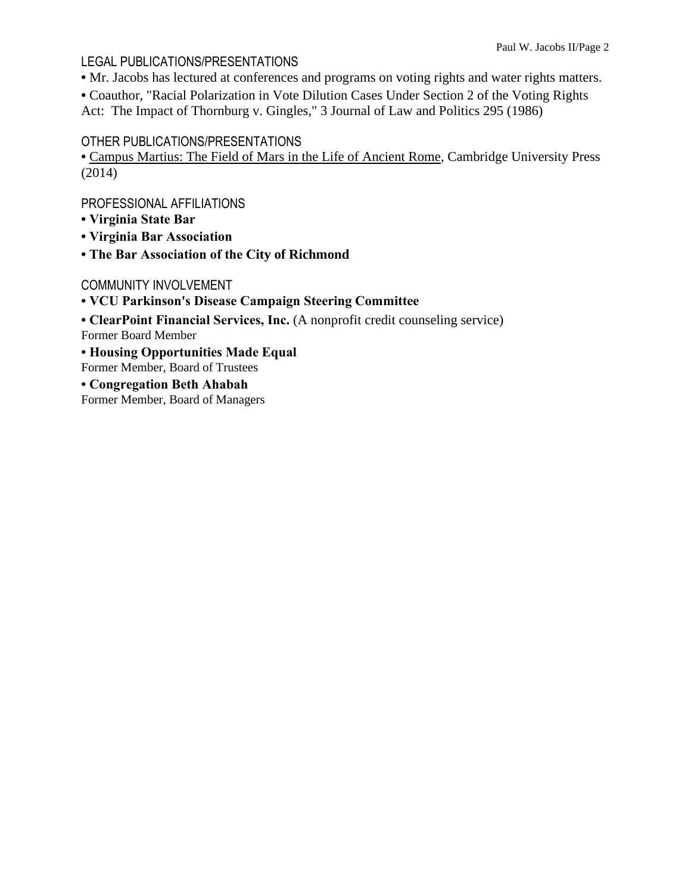## LEGAL PUBLICATIONS/PRESENTATIONS

- Mr. Jacobs has lectured at conferences and programs on voting rights and water rights matters.
- Coauthor, "Racial Polarization in Vote Dilution Cases Under Section 2 of the Voting Rights Act: The Impact of Thornburg v. Gingles," 3 Journal of Law and Politics 295 (1986)

## OTHER PUBLICATIONS/PRESENTATIONS

- <u>Campus Martius: The Field of Mars in the Life of Ancient Rome</u>, Cambridge University Press (2014)

## PROFESSIONAL AFFILIATIONS

- **Virginia State Bar**
- **Virginia Bar Association**
- **The Bar Association of the City of Richmond**

## COMMUNITY INVOLVEMENT

- **VCU Parkinson's Disease Campaign Steering Committee**
- **ClearPoint Financial Services, Inc.** (A nonprofit credit counseling service)
  Former Board Member
- **Housing Opportunities Made Equal**
  Former Member, Board of Trustees
- **Congregation Beth Ahabah**
  Former Member, Board of Managers